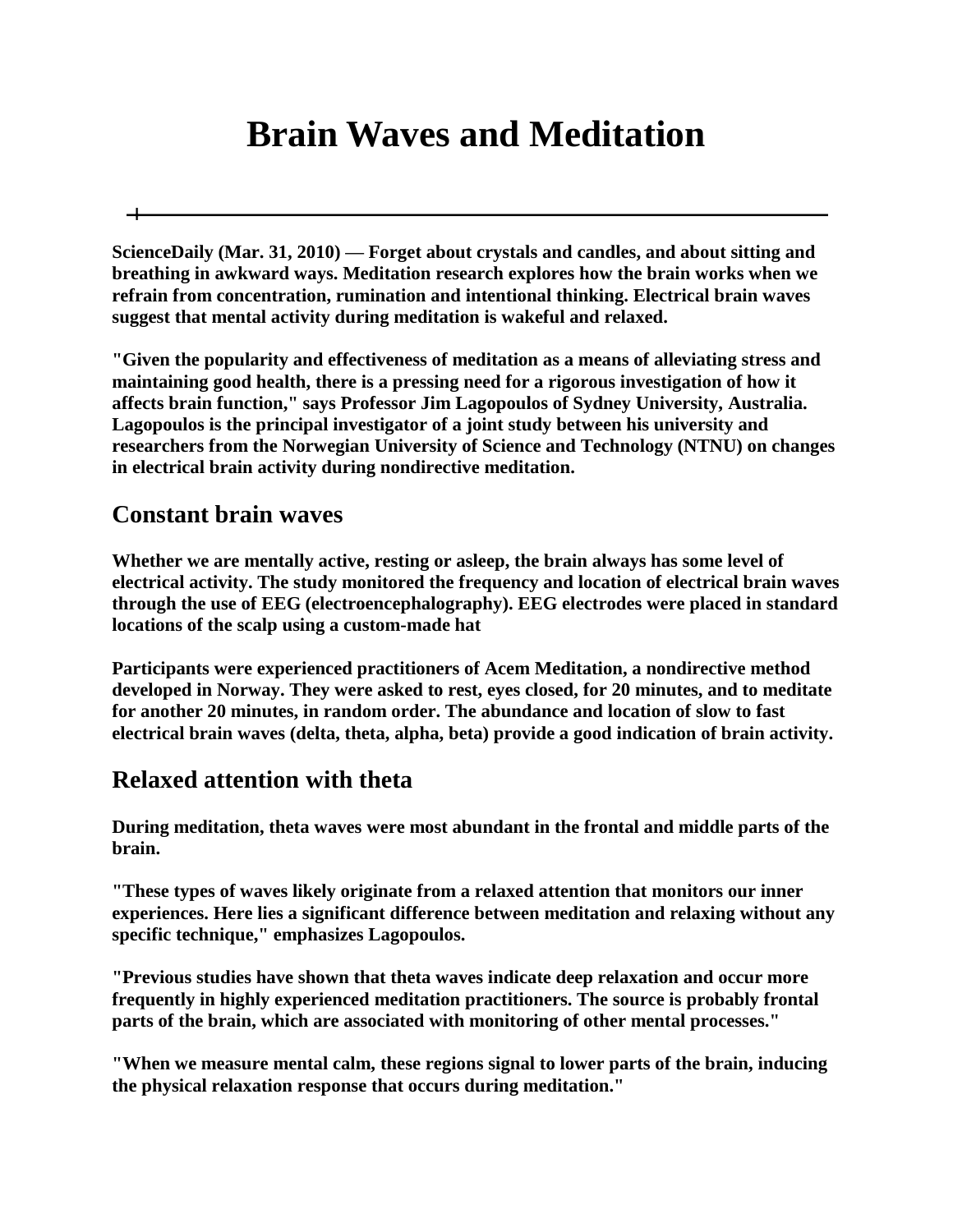# Brain Waves and Meditation

---

**ScienceDaily (Mar. 31, 2010) — Forget about crystals and candles, and about sitting and breathing in awkward ways. Meditation research explores how the brain works when we refrain from concentration, rumination and intentional thinking. Electrical brain waves suggest that mental activity during meditation is wakeful and relaxed.**

**"Given the popularity and effectiveness of meditation as a means of alleviating stress and maintaining good health, there is a pressing need for a rigorous investigation of how it affects brain function," says Professor Jim Lagopoulos of Sydney University, Australia. Lagopoulos is the principal investigator of a joint study between his university and researchers from the Norwegian University of Science and Technology (NTNU) on changes in electrical brain activity during nondirective meditation.**

## Constant brain waves

**Whether we are mentally active, resting or asleep, the brain always has some level of electrical activity. The study monitored the frequency and location of electrical brain waves through the use of EEG (electroencephalography). EEG electrodes were placed in standard locations of the scalp using a custom-made hat**

**Participants were experienced practitioners of Acem Meditation, a nondirective method developed in Norway. They were asked to rest, eyes closed, for 20 minutes, and to meditate for another 20 minutes, in random order. The abundance and location of slow to fast electrical brain waves (delta, theta, alpha, beta) provide a good indication of brain activity.**

## Relaxed attention with theta

**During meditation, theta waves were most abundant in the frontal and middle parts of the brain.**

**"These types of waves likely originate from a relaxed attention that monitors our inner experiences. Here lies a significant difference between meditation and relaxing without any specific technique," emphasizes Lagopoulos.**

**"Previous studies have shown that theta waves indicate deep relaxation and occur more frequently in highly experienced meditation practitioners. The source is probably frontal parts of the brain, which are associated with monitoring of other mental processes."**

**"When we measure mental calm, these regions signal to lower parts of the brain, inducing the physical relaxation response that occurs during meditation."**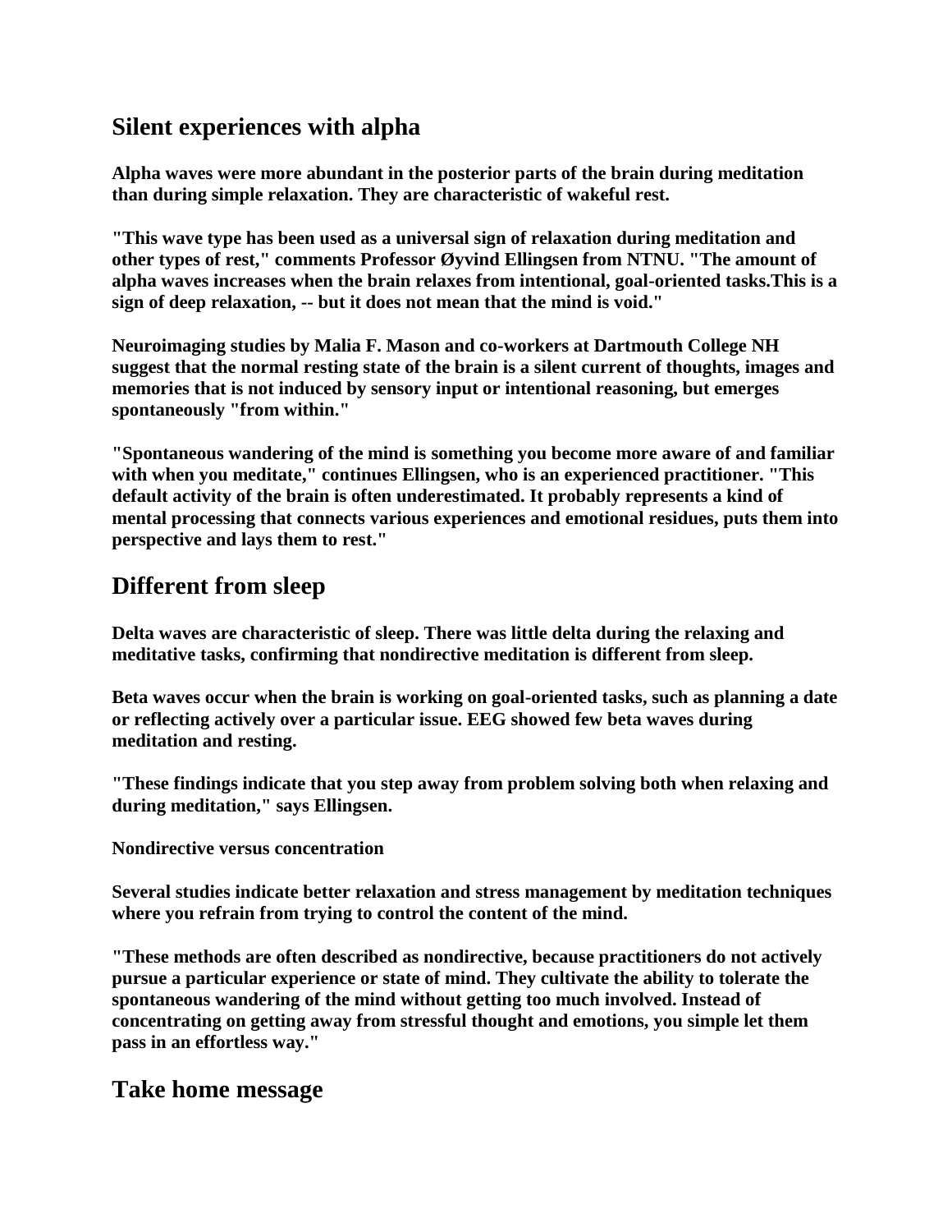## Silent experiences with alpha

**Alpha waves were more abundant in the posterior parts of the brain during meditation than during simple relaxation. They are characteristic of wakeful rest.**

**"This wave type has been used as a universal sign of relaxation during meditation and other types of rest," comments Professor Øyvind Ellingsen from NTNU. "The amount of alpha waves increases when the brain relaxes from intentional, goal-oriented tasks.This is a sign of deep relaxation, -- but it does not mean that the mind is void."**

**Neuroimaging studies by Malia F. Mason and co-workers at Dartmouth College NH suggest that the normal resting state of the brain is a silent current of thoughts, images and memories that is not induced by sensory input or intentional reasoning, but emerges spontaneously "from within."**

**"Spontaneous wandering of the mind is something you become more aware of and familiar with when you meditate," continues Ellingsen, who is an experienced practitioner. "This default activity of the brain is often underestimated. It probably represents a kind of mental processing that connects various experiences and emotional residues, puts them into perspective and lays them to rest."**

## Different from sleep

**Delta waves are characteristic of sleep. There was little delta during the relaxing and meditative tasks, confirming that nondirective meditation is different from sleep.**

**Beta waves occur when the brain is working on goal-oriented tasks, such as planning a date or reflecting actively over a particular issue. EEG showed few beta waves during meditation and resting.**

**"These findings indicate that you step away from problem solving both when relaxing and during meditation," says Ellingsen.**

**Nondirective versus concentration**

**Several studies indicate better relaxation and stress management by meditation techniques where you refrain from trying to control the content of the mind.**

**"These methods are often described as nondirective, because practitioners do not actively pursue a particular experience or state of mind. They cultivate the ability to tolerate the spontaneous wandering of the mind without getting too much involved. Instead of concentrating on getting away from stressful thought and emotions, you simple let them pass in an effortless way."**

## Take home message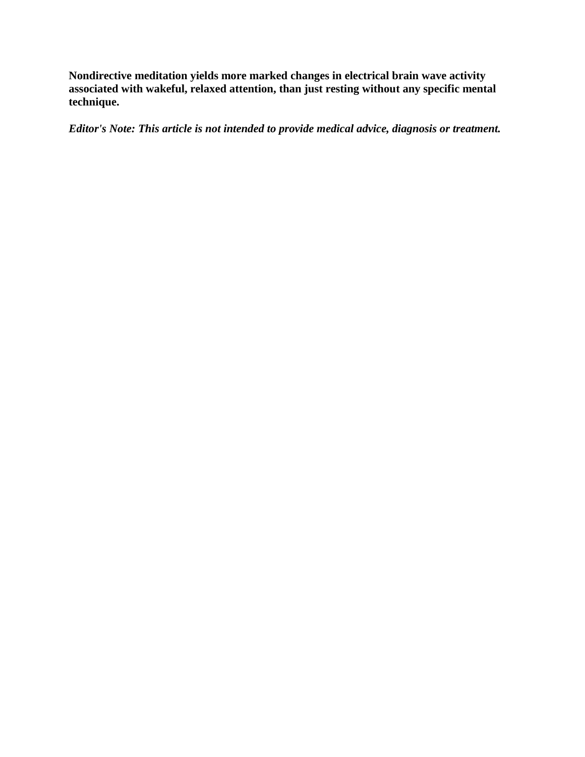**Nondirective meditation yields more marked changes in electrical brain wave activity associated with wakeful, relaxed attention, than just resting without any specific mental technique.**

***Editor's Note: This article is not intended to provide medical advice, diagnosis or treatment.***